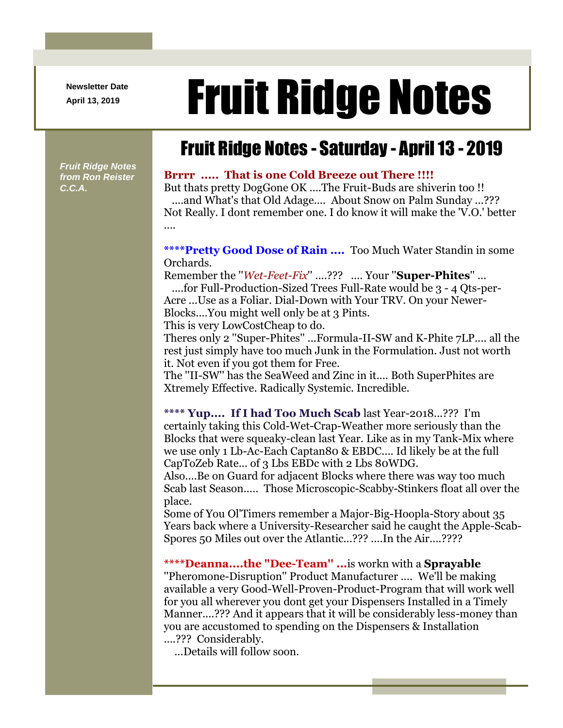Newsletter Date
April 13, 2019

# Fruit Ridge Notes

*Fruit Ridge Notes from Ron Reister C.C.A.*

## Fruit Ridge Notes - Saturday - April 13 - 2019

**Brrrr ..... That is one Cold Breeze out There !!!!**
But thats pretty DogGone OK ....The Fruit-Buds are shiverin too !!
....and What's that Old Adage.... About Snow on Palm Sunday ...???
Not Really. I dont remember one. I do know it will make the 'V.O.' better ....

****Pretty Good Dose of Rain ....** Too Much Water Standin in some Orchards.
Remember the "*Wet-Feet-Fix*" ....??? .... Your "**Super-Phites**" ...
....for Full-Production-Sized Trees Full-Rate would be 3 - 4 Qts-per-Acre ...Use as a Foliar. Dial-Down with Your TRV. On your Newer-Blocks....You might well only be at 3 Pints.
This is very LowCostCheap to do.
Theres only 2 "Super-Phites" ...Formula-II-SW and K-Phite 7LP.... all the rest just simply have too much Junk in the Formulation. Just not worth it. Not even if you got them for Free.
The "II-SW" has the SeaWeed and Zinc in it.... Both SuperPhites are Xtremely Effective. Radically Systemic. Incredible.

**** **Yup.... If I had Too Much Scab** last Year-2018...??? I'm certainly taking this Cold-Wet-Crap-Weather more seriously than the Blocks that were squeaky-clean last Year. Like as in my Tank-Mix where we use only 1 Lb-Ac-Each Captan80 & EBDC.... Id likely be at the full CapToZeb Rate... of 3 Lbs EBDc with 2 Lbs 80WDG.
Also....Be on Guard for adjacent Blocks where there was way too much Scab last Season..... Those Microscopic-Scabby-Stinkers float all over the place.
Some of You Ol'Timers remember a Major-Big-Hoopla-Story about 35 Years back where a University-Researcher said he caught the Apple-Scab-Spores 50 Miles out over the Atlantic...??? ....In the Air....????

****Deanna....the "Dee-Team" ...**is workn with a **Sprayable** "Pheromone-Disruption" Product Manufacturer .... We'll be making available a very Good-Well-Proven-Product-Program that will work well for you all wherever you dont get your Dispensers Installed in a Timely Manner....??? And it appears that it will be considerably less-money than you are accustomed to spending on the Dispensers & Installation ....??? Considerably.
...Details will follow soon.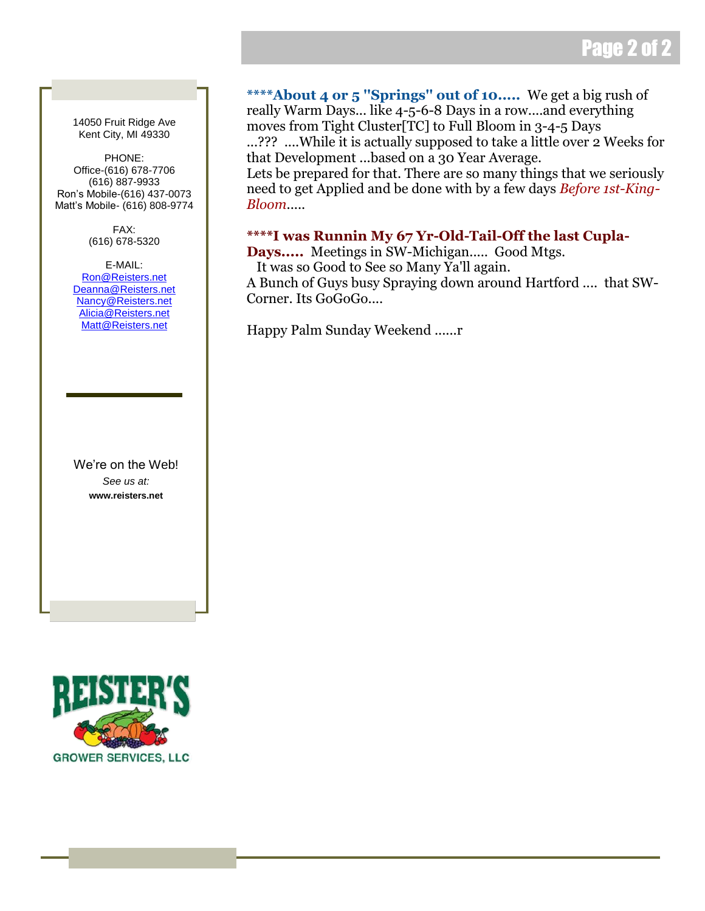14050 Fruit Ridge Ave
Kent City, MI 49330

PHONE:
Office-(616) 678-7706
(616) 887-9933
Ron's Mobile-(616) 437-0073
Matt's Mobile- (616) 808-9774

FAX:
(616) 678-5320

E-MAIL:
Ron@Reisters.net
Deanna@Reisters.net
Nancy@Reisters.net
Alicia@Reisters.net
Matt@Reisters.net

We're on the Web!
*See us at:*
**www.reisters.net**

REISTER'S GROWER SERVICES, LLC

**\*\*\*\*About 4 or 5 "Springs" out of 10.....** We get a big rush of really Warm Days... like 4-5-6-8 Days in a row....and everything moves from Tight Cluster[TC] to Full Bloom in 3-4-5 Days ...??? ....While it is actually supposed to take a little over 2 Weeks for that Development ...based on a 30 Year Average.
Lets be prepared for that. There are so many things that we seriously need to get Applied and be done with by a few days *Before 1st-King-Bloom*.....

**\*\*\*\*I was Runnin My 67 Yr-Old-Tail-Off the last Cupla-Days.....** Meetings in SW-Michigan..... Good Mtgs.
It was so Good to See so Many Ya'll again.
A Bunch of Guys busy Spraying down around Hartford .... that SW-Corner. Its GoGoGo....

Happy Palm Sunday Weekend ......r